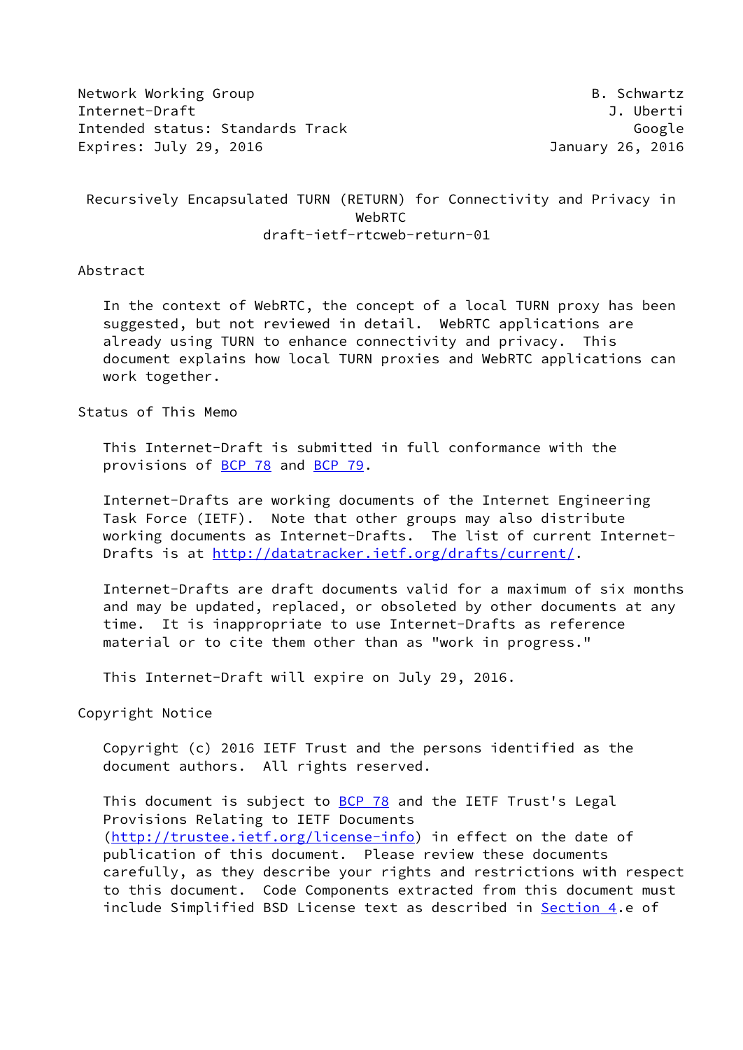Network Working Group B. Schwartz
Internet-Draft J. Uberti
Intended status: Standards Track Google
Expires: July 29, 2016 January 26, 2016

# Recursively Encapsulated TURN (RETURN) for Connectivity and Privacy in WebRTC
draft-ietf-rtcweb-return-01

## Abstract

In the context of WebRTC, the concept of a local TURN proxy has been suggested, but not reviewed in detail. WebRTC applications are already using TURN to enhance connectivity and privacy. This document explains how local TURN proxies and WebRTC applications can work together.

## Status of This Memo

This Internet-Draft is submitted in full conformance with the provisions of BCP 78 and BCP 79.

Internet-Drafts are working documents of the Internet Engineering Task Force (IETF). Note that other groups may also distribute working documents as Internet-Drafts. The list of current Internet-Drafts is at http://datatracker.ietf.org/drafts/current/.

Internet-Drafts are draft documents valid for a maximum of six months and may be updated, replaced, or obsoleted by other documents at any time. It is inappropriate to use Internet-Drafts as reference material or to cite them other than as "work in progress."

This Internet-Draft will expire on July 29, 2016.

## Copyright Notice

Copyright (c) 2016 IETF Trust and the persons identified as the document authors. All rights reserved.

This document is subject to BCP 78 and the IETF Trust's Legal Provisions Relating to IETF Documents (http://trustee.ietf.org/license-info) in effect on the date of publication of this document. Please review these documents carefully, as they describe your rights and restrictions with respect to this document. Code Components extracted from this document must include Simplified BSD License text as described in Section 4.e of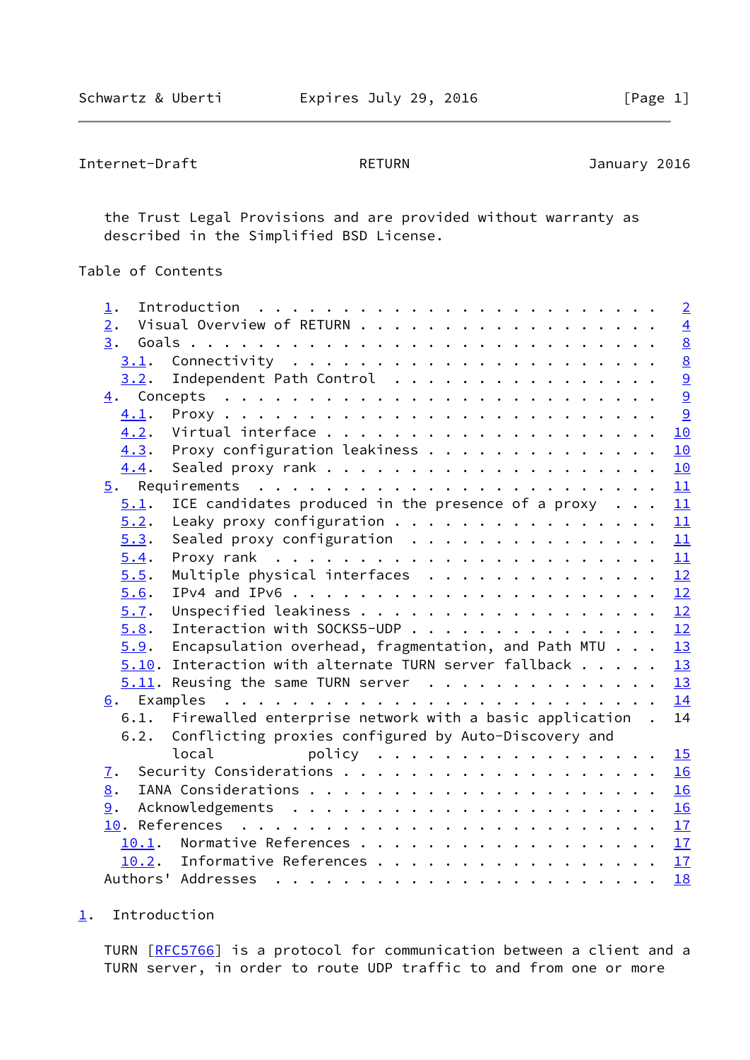the Trust Legal Provisions and are provided without warranty as described in the Simplified BSD License.

Table of Contents

```
   1.  Introduction  . . . . . . . . . . . . . . . . . . . . . . . .   2
   2.  Visual Overview of RETURN . . . . . . . . . . . . . . . . . .   4
   3.  Goals . . . . . . . . . . . . . . . . . . . . . . . . . . . .   8
     3.1.  Connectivity  . . . . . . . . . . . . . . . . . . . . . .   8
     3.2.  Independent Path Control  . . . . . . . . . . . . . . . .   9
   4.  Concepts  . . . . . . . . . . . . . . . . . . . . . . . . . .   9
     4.1.  Proxy . . . . . . . . . . . . . . . . . . . . . . . . . .   9
     4.2.  Virtual interface . . . . . . . . . . . . . . . . . . . .  10
     4.3.  Proxy configuration leakiness . . . . . . . . . . . . . .  10
     4.4.  Sealed proxy rank . . . . . . . . . . . . . . . . . . . .  10
   5.  Requirements  . . . . . . . . . . . . . . . . . . . . . . . .  11
     5.1.  ICE candidates produced in the presence of a proxy  . . .  11
     5.2.  Leaky proxy configuration . . . . . . . . . . . . . . . .  11
     5.3.  Sealed proxy configuration  . . . . . . . . . . . . . . .  11
     5.4.  Proxy rank  . . . . . . . . . . . . . . . . . . . . . . .  11
     5.5.  Multiple physical interfaces  . . . . . . . . . . . . . .  12
     5.6.  IPv4 and IPv6 . . . . . . . . . . . . . . . . . . . . . .  12
     5.7.  Unspecified leakiness . . . . . . . . . . . . . . . . . .  12
     5.8.  Interaction with SOCKS5-UDP . . . . . . . . . . . . . . .  12
     5.9.  Encapsulation overhead, fragmentation, and Path MTU . . .  13
     5.10. Interaction with alternate TURN server fallback . . . . .  13
     5.11. Reusing the same TURN server  . . . . . . . . . . . . . .  13
   6.  Examples  . . . . . . . . . . . . . . . . . . . . . . . . . .  14
     6.1.  Firewalled enterprise network with a basic application  .  14
     6.2.  Conflicting proxies configured by Auto-Discovery and
           local          policy  . . . . . . . . . . . . . . . . . .  15
   7.  Security Considerations . . . . . . . . . . . . . . . . . . .  16
   8.  IANA Considerations . . . . . . . . . . . . . . . . . . . . .  16
   9.  Acknowledgements  . . . . . . . . . . . . . . . . . . . . . .  16
   10. References  . . . . . . . . . . . . . . . . . . . . . . . . .  17
     10.1.  Normative References . . . . . . . . . . . . . . . . . .  17
     10.2.  Informative References . . . . . . . . . . . . . . . . .  17
   Authors' Addresses  . . . . . . . . . . . . . . . . . . . . . . .  18
```

## 1. Introduction

TURN [RFC5766] is a protocol for communication between a client and a TURN server, in order to route UDP traffic to and from one or more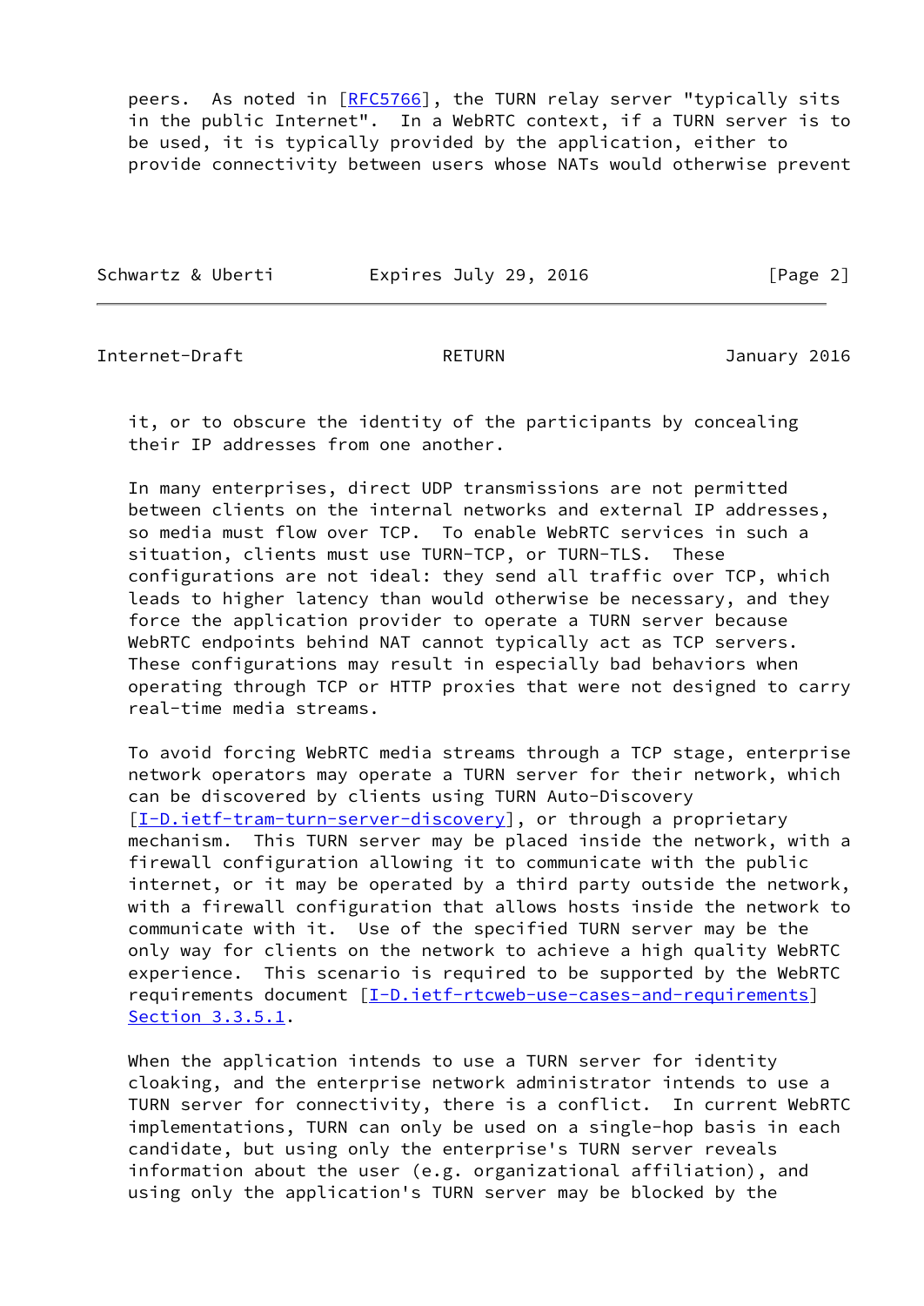peers. As noted in [RFC5766], the TURN relay server "typically sits in the public Internet". In a WebRTC context, if a TURN server is to be used, it is typically provided by the application, either to provide connectivity between users whose NATs would otherwise prevent it, or to obscure the identity of the participants by concealing their IP addresses from one another.

In many enterprises, direct UDP transmissions are not permitted between clients on the internal networks and external IP addresses, so media must flow over TCP. To enable WebRTC services in such a situation, clients must use TURN-TCP, or TURN-TLS. These configurations are not ideal: they send all traffic over TCP, which leads to higher latency than would otherwise be necessary, and they force the application provider to operate a TURN server because WebRTC endpoints behind NAT cannot typically act as TCP servers. These configurations may result in especially bad behaviors when operating through TCP or HTTP proxies that were not designed to carry real-time media streams.

To avoid forcing WebRTC media streams through a TCP stage, enterprise network operators may operate a TURN server for their network, which can be discovered by clients using TURN Auto-Discovery [I-D.ietf-tram-turn-server-discovery], or through a proprietary mechanism. This TURN server may be placed inside the network, with a firewall configuration allowing it to communicate with the public internet, or it may be operated by a third party outside the network, with a firewall configuration that allows hosts inside the network to communicate with it. Use of the specified TURN server may be the only way for clients on the network to achieve a high quality WebRTC experience. This scenario is required to be supported by the WebRTC requirements document [I-D.ietf-rtcweb-use-cases-and-requirements] Section 3.3.5.1.

When the application intends to use a TURN server for identity cloaking, and the enterprise network administrator intends to use a TURN server for connectivity, there is a conflict. In current WebRTC implementations, TURN can only be used on a single-hop basis in each candidate, but using only the enterprise's TURN server reveals information about the user (e.g. organizational affiliation), and using only the application's TURN server may be blocked by the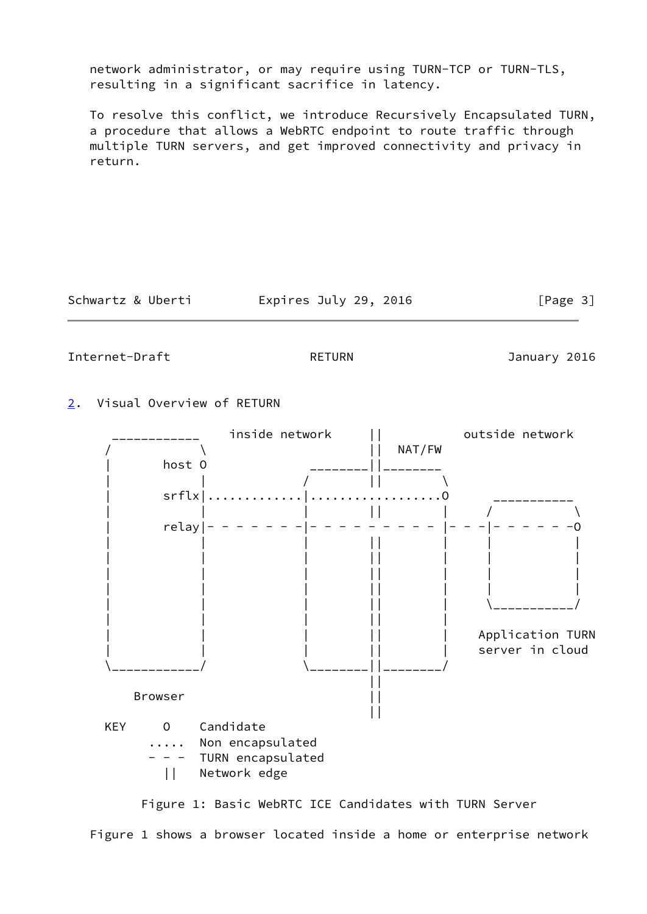network administrator, or may require using TURN-TCP or TURN-TLS, resulting in a significant sacrifice in latency.

To resolve this conflict, we introduce Recursively Encapsulated TURN, a procedure that allows a WebRTC endpoint to route traffic through multiple TURN servers, and get improved connectivity and privacy in return.

## 2. Visual Overview of RETURN

```
  ____________    inside network     ||         outside network
 /            \                      ||  NAT/FW
|       host O                _______||_______
|            |               /        ||       \
|       srflx|.............|..................O      ___________
|            |             |          ||       |    /           \
|       relay|- - - - - - -|- - - - - - - - - -|- - -|- - - - - -O
|            |             |          ||       |    |           |
|            |             |          ||       |    |           |
|            |             |          ||       |    |           |
|            |             |          ||       |    |           |
|            |             |          ||       |     \___________/
|            |             |          ||       |
|            |             |          ||       |    Application TURN
|            |             |          ||       |    server in cloud
 \____________/             \_______||_______/
                                      ||
    Browser                           ||
                                      ||
KEY      O    Candidate
       .....  Non encapsulated
       - - -  TURN encapsulated
         ||   Network edge
```

Figure 1: Basic WebRTC ICE Candidates with TURN Server

Figure 1 shows a browser located inside a home or enterprise network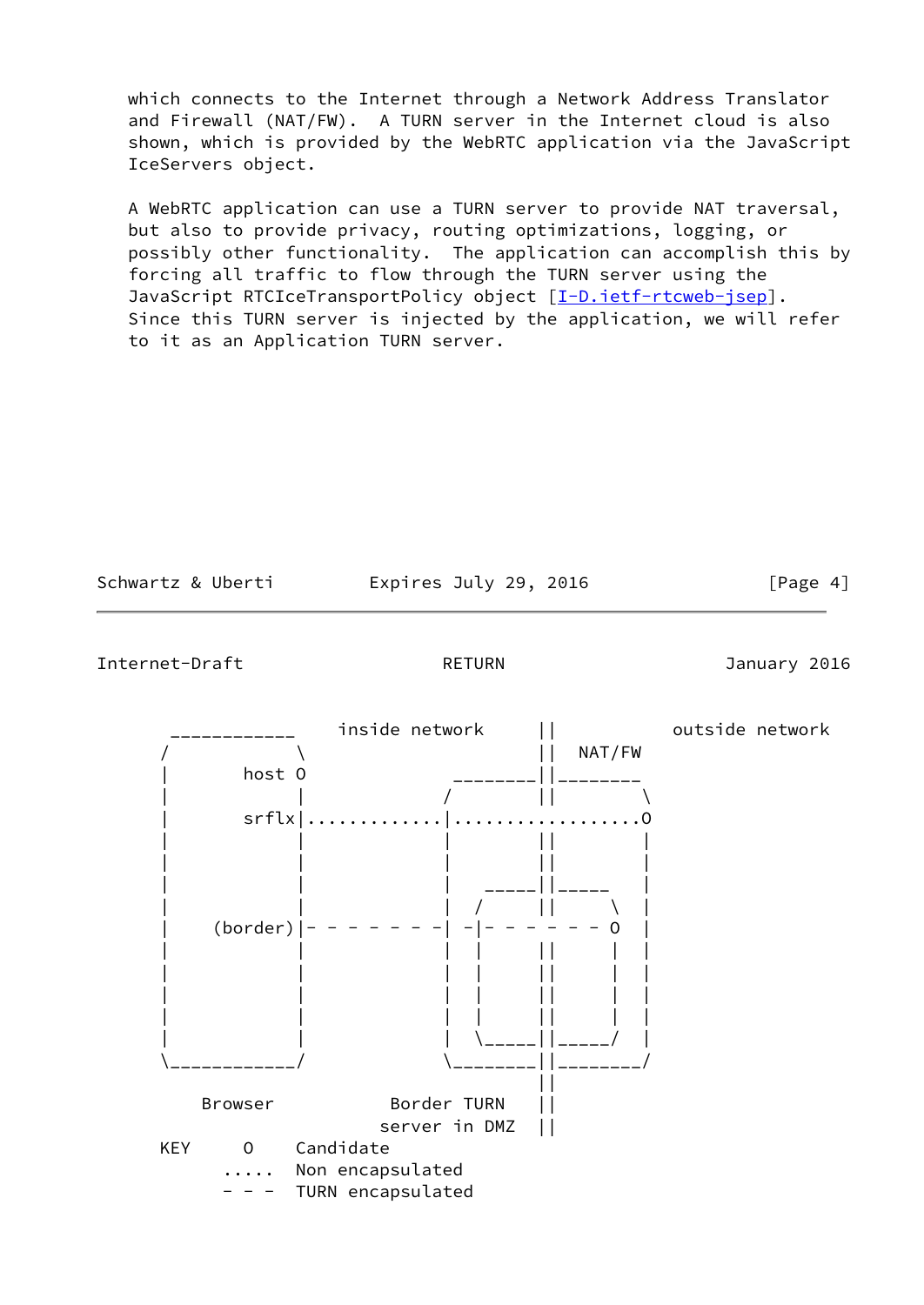which connects to the Internet through a Network Address Translator and Firewall (NAT/FW). A TURN server in the Internet cloud is also shown, which is provided by the WebRTC application via the JavaScript IceServers object.

A WebRTC application can use a TURN server to provide NAT traversal, but also to provide privacy, routing optimizations, logging, or possibly other functionality. The application can accomplish this by forcing all traffic to flow through the TURN server using the JavaScript RTCIceTransportPolicy object [I-D.ietf-rtcweb-jsep]. Since this TURN server is injected by the application, we will refer to it as an Application TURN server.

```
  ____________     inside network     ||         outside network
 /            \                       ||  NAT/FW
 |       host O                _______||_______
 |            |               /       ||       \
 |       srflx|...............|.................O
 |            |               |       ||       |
 |            |               |       ||       |
 |            |               |   ____||_____  |
 |            |               |  /    ||     \ |
 |    (border)|- - - - - - - -| -|- - - - - - O |
 |            |               |  |    ||     | |
 |            |               |  |    ||     | |
 |            |               |  |    ||     | |
 |            |               |  |    ||     | |
 |            |               |  \____||_____/ |
 \____________/               \_______||_______/
                                      ||
     Browser           Border TURN    ||
                      server in DMZ   ||
 KEY      O    Candidate
        .....  Non encapsulated
        - - -  TURN encapsulated
```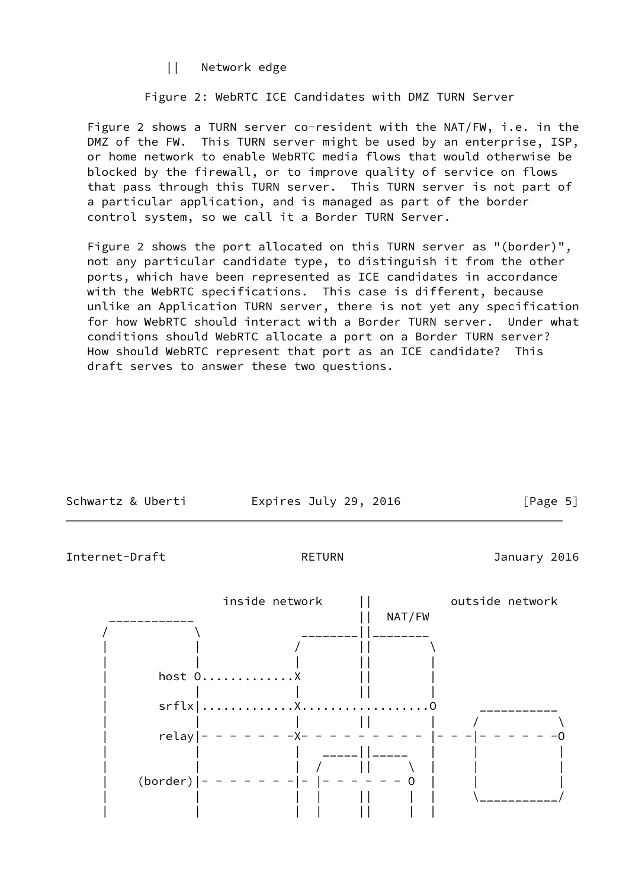```
          ||   Network edge
```

Figure 2: WebRTC ICE Candidates with DMZ TURN Server

Figure 2 shows a TURN server co-resident with the NAT/FW, i.e. in the DMZ of the FW. This TURN server might be used by an enterprise, ISP, or home network to enable WebRTC media flows that would otherwise be blocked by the firewall, or to improve quality of service on flows that pass through this TURN server. This TURN server is not part of a particular application, and is managed as part of the border control system, so we call it a Border TURN Server.

Figure 2 shows the port allocated on this TURN server as "(border)", not any particular candidate type, to distinguish it from the other ports, which have been represented as ICE candidates in accordance with the WebRTC specifications. This case is different, because unlike an Application TURN server, there is not yet any specification for how WebRTC should interact with a Border TURN server. Under what conditions should WebRTC allocate a port on a Border TURN server? How should WebRTC represent that port as an ICE candidate? This draft serves to answer these two questions.

```
                   inside network     ||         outside network
     ____________                     ||  NAT/FW
    /            \             _______||_______
    |            |            /       ||       \
    |            |            |       ||       |
    |       host O............X       ||       |
    |            |            |       ||       |
    |       srflx|............X.................O      ___________
    |            |            |       ||       |     /           \
    |       relay|- - - - - - -X- - - - - - - - - |- - -|- - - - - -O
    |            |            |  _____||_____  |     |           |
    |            |            | /     ||     \ |     |           |
    |    (border)|- - - - - - -|- |- - - - - - O  |     |           |
    |            |            | |     ||     | |     \___________/
    |            |            | |     ||     | |
```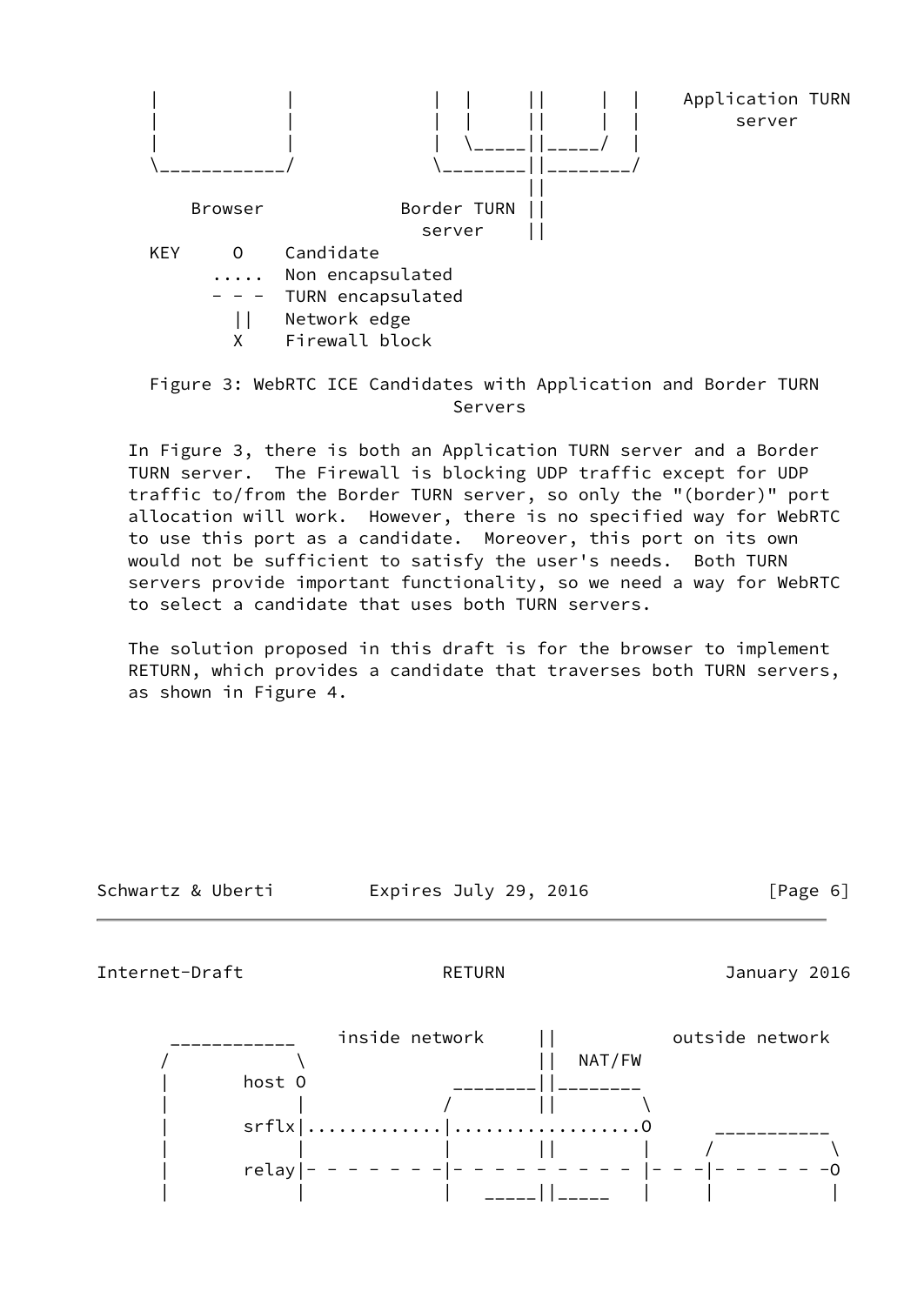```
   |            |             |  |      ||      |  |    Application TURN
   |            |             |  |      ||      |  |        server
   |            |             |  \_____||_____/  |
   \____________/             \________||________/
                                       ||
       Browser             Border TURN ||
                             server    ||
   KEY     O    Candidate
         .....  Non encapsulated
         - - -  TURN encapsulated
           ||   Network edge
           X    Firewall block
```

Figure 3: WebRTC ICE Candidates with Application and Border TURN Servers

In Figure 3, there is both an Application TURN server and a Border TURN server. The Firewall is blocking UDP traffic except for UDP traffic to/from the Border TURN server, so only the "(border)" port allocation will work. However, there is no specified way for WebRTC to use this port as a candidate. Moreover, this port on its own would not be sufficient to satisfy the user's needs. Both TURN servers provide important functionality, so we need a way for WebRTC to select a candidate that uses both TURN servers.

The solution proposed in this draft is for the browser to implement RETURN, which provides a candidate that traverses both TURN servers, as shown in Figure 4.

```
     ____________    inside network     ||          outside network
    /            \                      ||  NAT/FW
   |       host O              ________||________
   |            |             /        ||        \
   |       srflx|.............|.................O      ___________
   |            |             |        ||        |     /           \
   |       relay|- - - - - - -|- - - - - - - - - |- - -|- - - - - -O
   |            |             |   _____||_____   |     |           |
```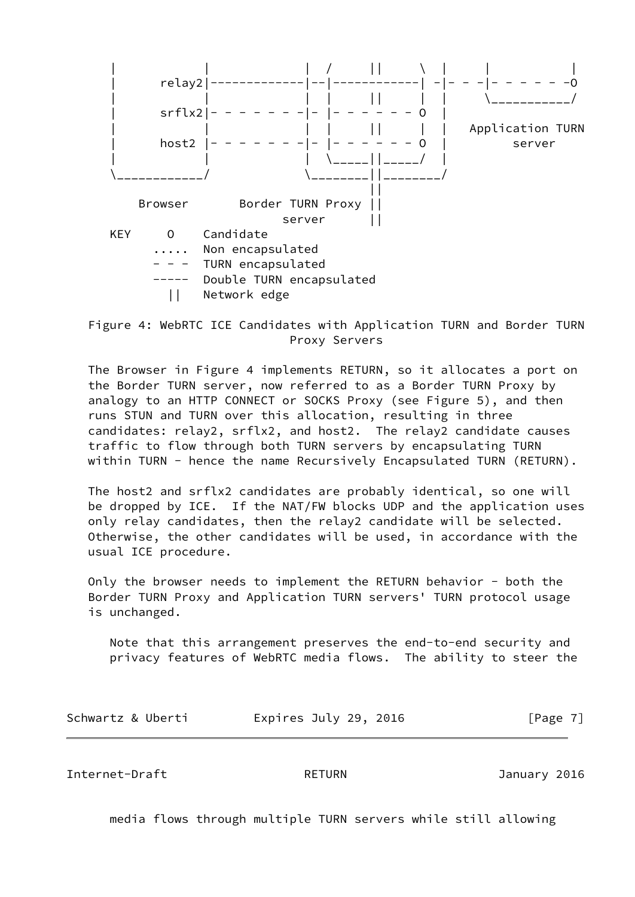```
       |           |             |  /     ||     \  |     |          |
       |     relay2|-------------|--|-----------| -|- - -|- - - - - -O
       |           |             |  |     ||     |  |     \__________/
       |     srflx2|- - - - - - -|- |- - - - - - O  |
       |           |             |  |     ||     |  |   Application TURN
       |     host2 |- - - - - - -|- |- - - - - - O  |         server
       |           |             |  \_____||_____/  |
       \___________/             \________||________/
                                          ||
          Browser       Border TURN Proxy ||
                              server      ||
       KEY     O    Candidate
             .....  Non encapsulated
             - - -  TURN encapsulated
             -----  Double TURN encapsulated
               ||   Network edge
```

Figure 4: WebRTC ICE Candidates with Application TURN and Border TURN Proxy Servers

The Browser in Figure 4 implements RETURN, so it allocates a port on the Border TURN server, now referred to as a Border TURN Proxy by analogy to an HTTP CONNECT or SOCKS Proxy (see Figure 5), and then runs STUN and TURN over this allocation, resulting in three candidates: relay2, srflx2, and host2. The relay2 candidate causes traffic to flow through both TURN servers by encapsulating TURN within TURN - hence the name Recursively Encapsulated TURN (RETURN).

The host2 and srflx2 candidates are probably identical, so one will be dropped by ICE. If the NAT/FW blocks UDP and the application uses only relay candidates, then the relay2 candidate will be selected. Otherwise, the other candidates will be used, in accordance with the usual ICE procedure.

Only the browser needs to implement the RETURN behavior - both the Border TURN Proxy and Application TURN servers' TURN protocol usage is unchanged.

> Note that this arrangement preserves the end-to-end security and privacy features of WebRTC media flows. The ability to steer the media flows through multiple TURN servers while still allowing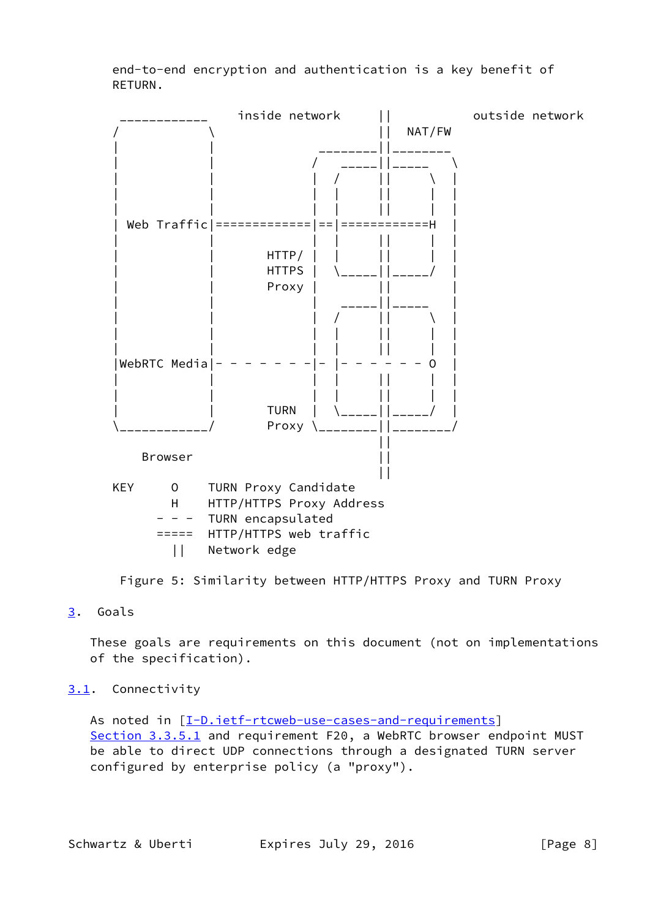end-to-end encryption and authentication is a key benefit of RETURN.

```
 ____________      inside network     ||           outside network
/            \                        ||  NAT/FW
|            |             _________||________
|            |            /    _____||_____   \
|            |            |  /      ||      \  |
|            |            |  |      ||      |  |
|            |            |  |      ||      |  |
| Web Traffic|=============|==|============H  |
|            |            |  |      ||      |  |
|            |      HTTP/ |  |      ||      |  |
|            |      HTTPS |  \_____||_____/  |
|            |      Proxy |         ||         |
|            |            |    _____||_____    |
|            |            |  /      ||      \  |
|            |            |  |      ||      |  |
|            |            |  |      ||      |  |
|WebRTC Media|- - - - - - -|- |- - - - - - - O  |
|            |            |  |      ||      |  |
|            |            |  |      ||      |  |
|            |      TURN  |  \_____||_____/  |
\____________/      Proxy \_________||________/
                                    ||
    Browser                         ||
                                    ||
KEY      O    TURN Proxy Candidate
         H    HTTP/HTTPS Proxy Address
       - - -  TURN encapsulated
       =====  HTTP/HTTPS web traffic
         ||   Network edge
```

Figure 5: Similarity between HTTP/HTTPS Proxy and TURN Proxy

## 3. Goals

These goals are requirements on this document (not on implementations of the specification).

### 3.1. Connectivity

As noted in [I-D.ietf-rtcweb-use-cases-and-requirements] Section 3.3.5.1 and requirement F20, a WebRTC browser endpoint MUST be able to direct UDP connections through a designated TURN server configured by enterprise policy (a "proxy").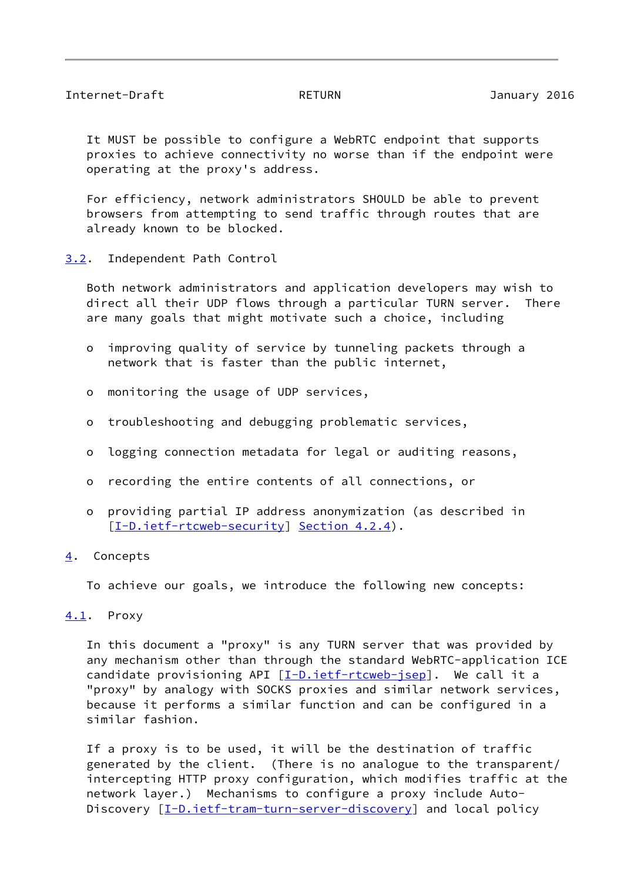It MUST be possible to configure a WebRTC endpoint that supports proxies to achieve connectivity no worse than if the endpoint were operating at the proxy's address.

For efficiency, network administrators SHOULD be able to prevent browsers from attempting to send traffic through routes that are already known to be blocked.

### 3.2. Independent Path Control

Both network administrators and application developers may wish to direct all their UDP flows through a particular TURN server. There are many goals that might motivate such a choice, including

- improving quality of service by tunneling packets through a network that is faster than the public internet,
- monitoring the usage of UDP services,
- troubleshooting and debugging problematic services,
- logging connection metadata for legal or auditing reasons,
- recording the entire contents of all connections, or
- providing partial IP address anonymization (as described in [I-D.ietf-rtcweb-security] Section 4.2.4).

## 4. Concepts

To achieve our goals, we introduce the following new concepts:

### 4.1. Proxy

In this document a "proxy" is any TURN server that was provided by any mechanism other than through the standard WebRTC-application ICE candidate provisioning API [I-D.ietf-rtcweb-jsep]. We call it a "proxy" by analogy with SOCKS proxies and similar network services, because it performs a similar function and can be configured in a similar fashion.

If a proxy is to be used, it will be the destination of traffic generated by the client. (There is no analogue to the transparent/intercepting HTTP proxy configuration, which modifies traffic at the network layer.) Mechanisms to configure a proxy include Auto-Discovery [I-D.ietf-tram-turn-server-discovery] and local policy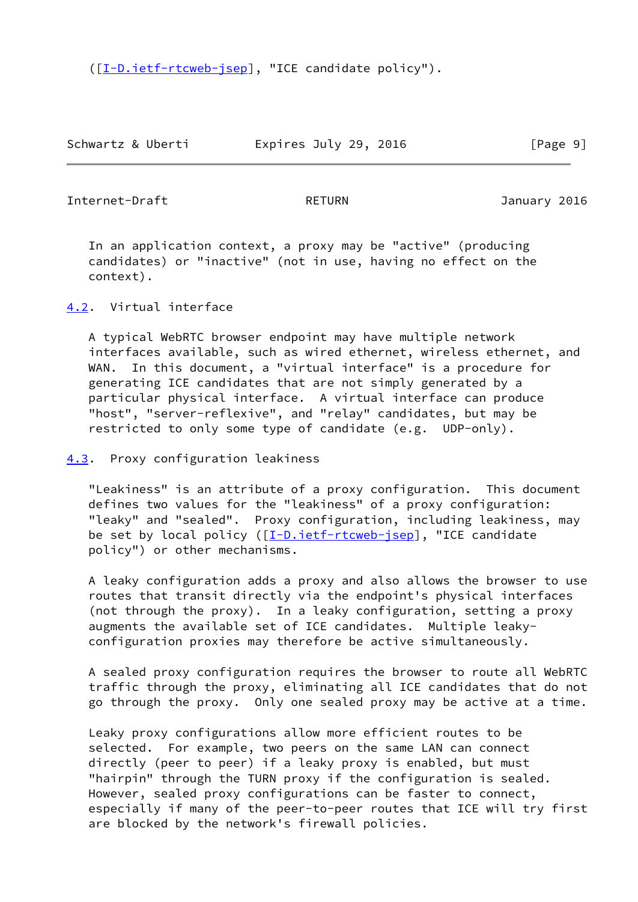([I-D.ietf-rtcweb-jsep], "ICE candidate policy").

In an application context, a proxy may be "active" (producing candidates) or "inactive" (not in use, having no effect on the context).

## 4.2. Virtual interface

A typical WebRTC browser endpoint may have multiple network interfaces available, such as wired ethernet, wireless ethernet, and WAN. In this document, a "virtual interface" is a procedure for generating ICE candidates that are not simply generated by a particular physical interface. A virtual interface can produce "host", "server-reflexive", and "relay" candidates, but may be restricted to only some type of candidate (e.g. UDP-only).

## 4.3. Proxy configuration leakiness

"Leakiness" is an attribute of a proxy configuration. This document defines two values for the "leakiness" of a proxy configuration: "leaky" and "sealed". Proxy configuration, including leakiness, may be set by local policy ([I-D.ietf-rtcweb-jsep], "ICE candidate policy") or other mechanisms.

A leaky configuration adds a proxy and also allows the browser to use routes that transit directly via the endpoint's physical interfaces (not through the proxy). In a leaky configuration, setting a proxy augments the available set of ICE candidates. Multiple leaky-configuration proxies may therefore be active simultaneously.

A sealed proxy configuration requires the browser to route all WebRTC traffic through the proxy, eliminating all ICE candidates that do not go through the proxy. Only one sealed proxy may be active at a time.

Leaky proxy configurations allow more efficient routes to be selected. For example, two peers on the same LAN can connect directly (peer to peer) if a leaky proxy is enabled, but must "hairpin" through the TURN proxy if the configuration is sealed. However, sealed proxy configurations can be faster to connect, especially if many of the peer-to-peer routes that ICE will try first are blocked by the network's firewall policies.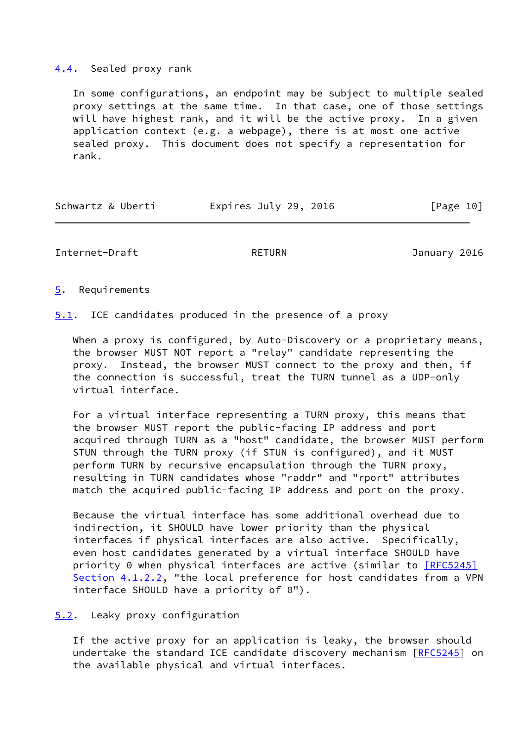### 4.4. Sealed proxy rank

In some configurations, an endpoint may be subject to multiple sealed proxy settings at the same time. In that case, one of those settings will have highest rank, and it will be the active proxy. In a given application context (e.g. a webpage), there is at most one active sealed proxy. This document does not specify a representation for rank.

## 5. Requirements

### 5.1. ICE candidates produced in the presence of a proxy

When a proxy is configured, by Auto-Discovery or a proprietary means, the browser MUST NOT report a "relay" candidate representing the proxy. Instead, the browser MUST connect to the proxy and then, if the connection is successful, treat the TURN tunnel as a UDP-only virtual interface.

For a virtual interface representing a TURN proxy, this means that the browser MUST report the public-facing IP address and port acquired through TURN as a "host" candidate, the browser MUST perform STUN through the TURN proxy (if STUN is configured), and it MUST perform TURN by recursive encapsulation through the TURN proxy, resulting in TURN candidates whose "raddr" and "rport" attributes match the acquired public-facing IP address and port on the proxy.

Because the virtual interface has some additional overhead due to indirection, it SHOULD have lower priority than the physical interfaces if physical interfaces are also active. Specifically, even host candidates generated by a virtual interface SHOULD have priority 0 when physical interfaces are active (similar to [RFC5245] Section 4.1.2.2, "the local preference for host candidates from a VPN interface SHOULD have a priority of 0").

### 5.2. Leaky proxy configuration

If the active proxy for an application is leaky, the browser should undertake the standard ICE candidate discovery mechanism [RFC5245] on the available physical and virtual interfaces.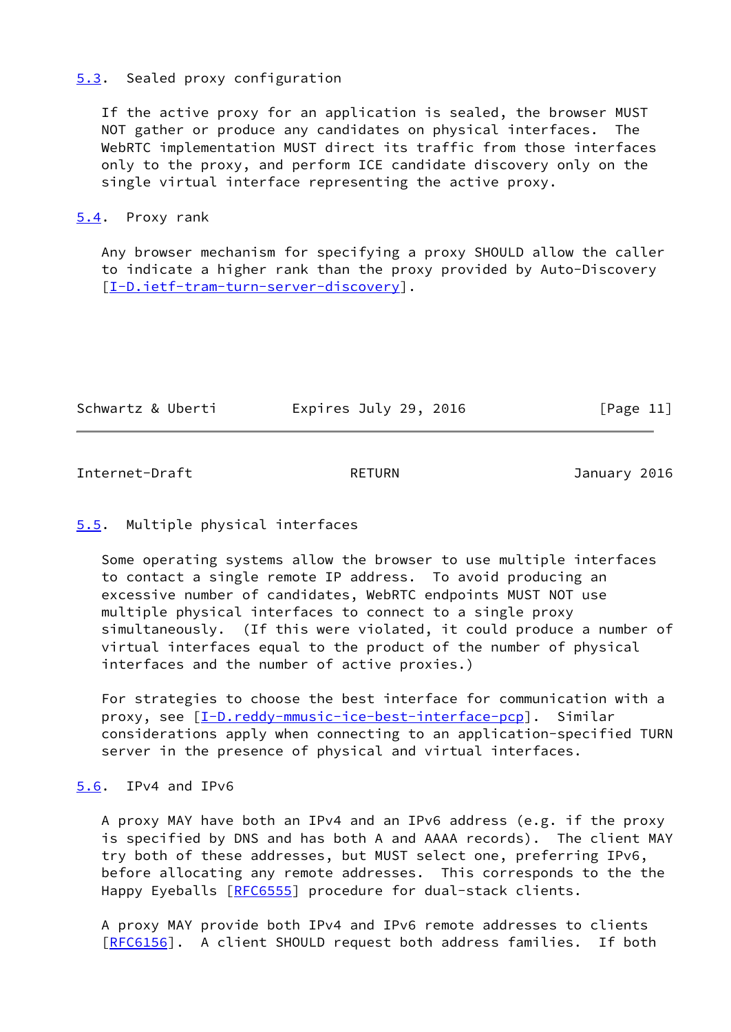### 5.3. Sealed proxy configuration

If the active proxy for an application is sealed, the browser MUST NOT gather or produce any candidates on physical interfaces. The WebRTC implementation MUST direct its traffic from those interfaces only to the proxy, and perform ICE candidate discovery only on the single virtual interface representing the active proxy.

### 5.4. Proxy rank

Any browser mechanism for specifying a proxy SHOULD allow the caller to indicate a higher rank than the proxy provided by Auto-Discovery [I-D.ietf-tram-turn-server-discovery].

### 5.5. Multiple physical interfaces

Some operating systems allow the browser to use multiple interfaces to contact a single remote IP address. To avoid producing an excessive number of candidates, WebRTC endpoints MUST NOT use multiple physical interfaces to connect to a single proxy simultaneously. (If this were violated, it could produce a number of virtual interfaces equal to the product of the number of physical interfaces and the number of active proxies.)

For strategies to choose the best interface for communication with a proxy, see [I-D.reddy-mmusic-ice-best-interface-pcp]. Similar considerations apply when connecting to an application-specified TURN server in the presence of physical and virtual interfaces.

### 5.6. IPv4 and IPv6

A proxy MAY have both an IPv4 and an IPv6 address (e.g. if the proxy is specified by DNS and has both A and AAAA records). The client MAY try both of these addresses, but MUST select one, preferring IPv6, before allocating any remote addresses. This corresponds to the the Happy Eyeballs [RFC6555] procedure for dual-stack clients.

A proxy MAY provide both IPv4 and IPv6 remote addresses to clients [RFC6156]. A client SHOULD request both address families. If both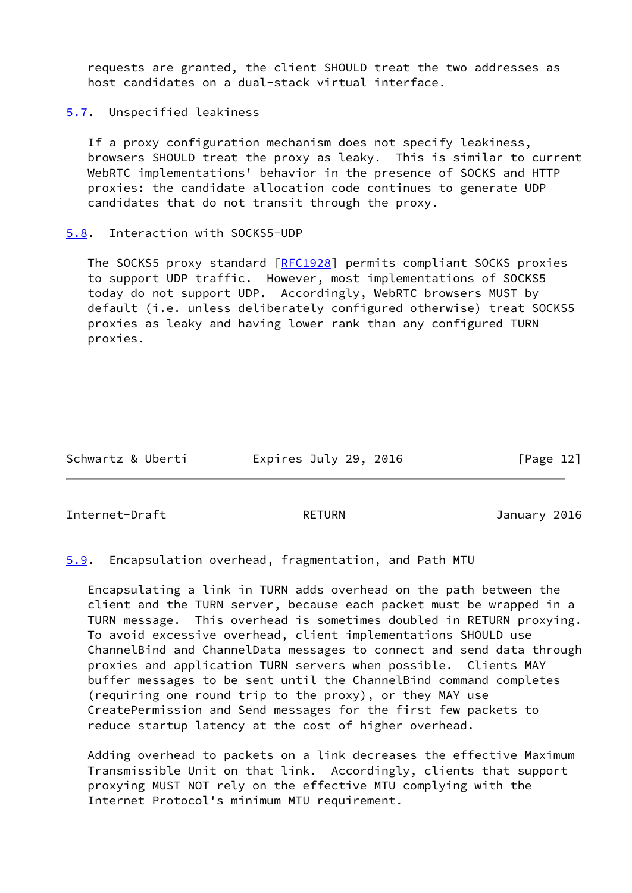requests are granted, the client SHOULD treat the two addresses as host candidates on a dual-stack virtual interface.

### 5.7. Unspecified leakiness

If a proxy configuration mechanism does not specify leakiness, browsers SHOULD treat the proxy as leaky. This is similar to current WebRTC implementations' behavior in the presence of SOCKS and HTTP proxies: the candidate allocation code continues to generate UDP candidates that do not transit through the proxy.

### 5.8. Interaction with SOCKS5-UDP

The SOCKS5 proxy standard [RFC1928] permits compliant SOCKS proxies to support UDP traffic. However, most implementations of SOCKS5 today do not support UDP. Accordingly, WebRTC browsers MUST by default (i.e. unless deliberately configured otherwise) treat SOCKS5 proxies as leaky and having lower rank than any configured TURN proxies.

### 5.9. Encapsulation overhead, fragmentation, and Path MTU

Encapsulating a link in TURN adds overhead on the path between the client and the TURN server, because each packet must be wrapped in a TURN message. This overhead is sometimes doubled in RETURN proxying. To avoid excessive overhead, client implementations SHOULD use ChannelBind and ChannelData messages to connect and send data through proxies and application TURN servers when possible. Clients MAY buffer messages to be sent until the ChannelBind command completes (requiring one round trip to the proxy), or they MAY use CreatePermission and Send messages for the first few packets to reduce startup latency at the cost of higher overhead.

Adding overhead to packets on a link decreases the effective Maximum Transmissible Unit on that link. Accordingly, clients that support proxying MUST NOT rely on the effective MTU complying with the Internet Protocol's minimum MTU requirement.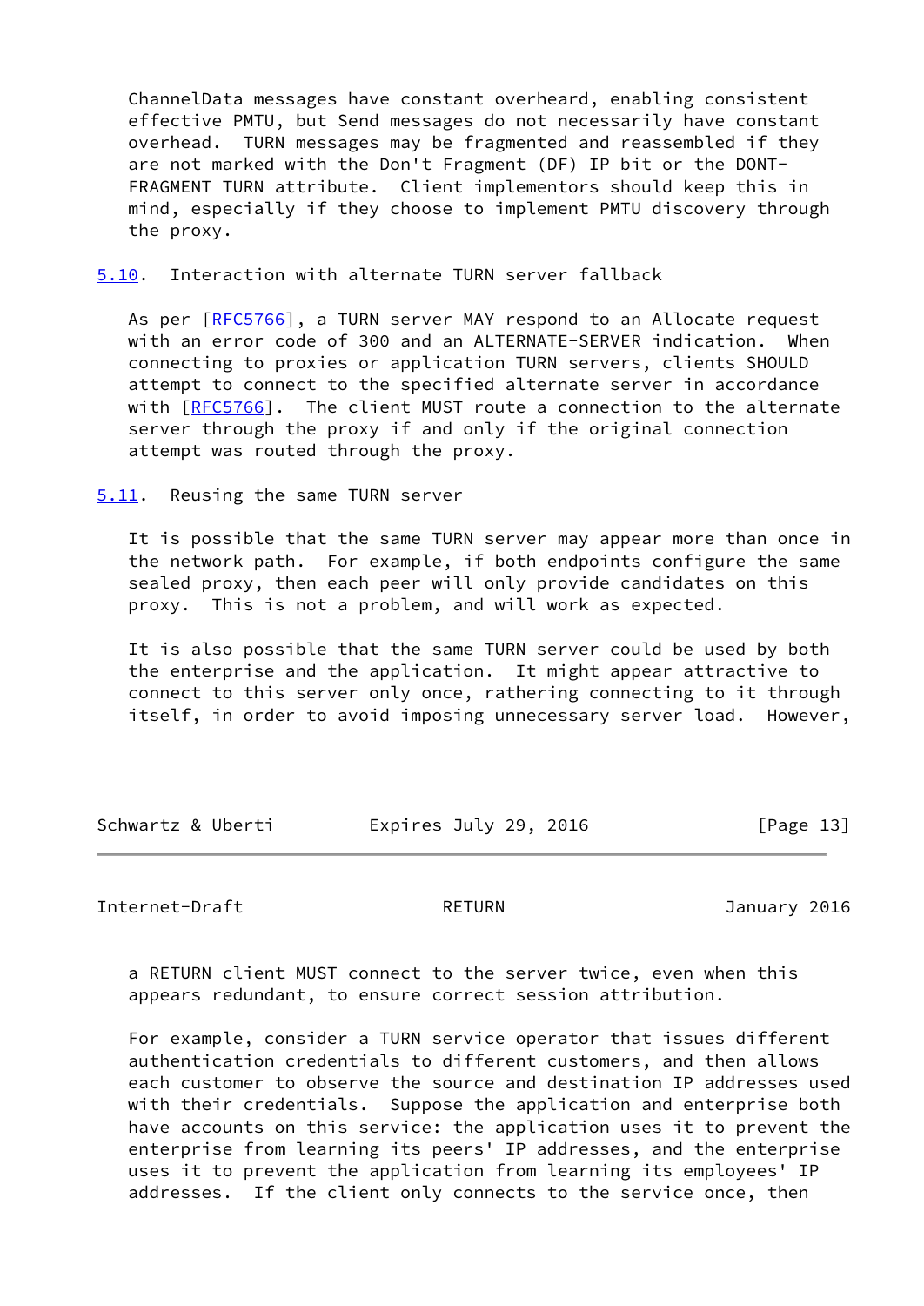ChannelData messages have constant overheard, enabling consistent effective PMTU, but Send messages do not necessarily have constant overhead. TURN messages may be fragmented and reassembled if they are not marked with the Don't Fragment (DF) IP bit or the DONT-FRAGMENT TURN attribute. Client implementors should keep this in mind, especially if they choose to implement PMTU discovery through the proxy.

### 5.10. Interaction with alternate TURN server fallback

As per [RFC5766], a TURN server MAY respond to an Allocate request with an error code of 300 and an ALTERNATE-SERVER indication. When connecting to proxies or application TURN servers, clients SHOULD attempt to connect to the specified alternate server in accordance with [RFC5766]. The client MUST route a connection to the alternate server through the proxy if and only if the original connection attempt was routed through the proxy.

### 5.11. Reusing the same TURN server

It is possible that the same TURN server may appear more than once in the network path. For example, if both endpoints configure the same sealed proxy, then each peer will only provide candidates on this proxy. This is not a problem, and will work as expected.

It is also possible that the same TURN server could be used by both the enterprise and the application. It might appear attractive to connect to this server only once, rathering connecting to it through itself, in order to avoid imposing unnecessary server load. However, a RETURN client MUST connect to the server twice, even when this appears redundant, to ensure correct session attribution.

For example, consider a TURN service operator that issues different authentication credentials to different customers, and then allows each customer to observe the source and destination IP addresses used with their credentials. Suppose the application and enterprise both have accounts on this service: the application uses it to prevent the enterprise from learning its peers' IP addresses, and the enterprise uses it to prevent the application from learning its employees' IP addresses. If the client only connects to the service once, then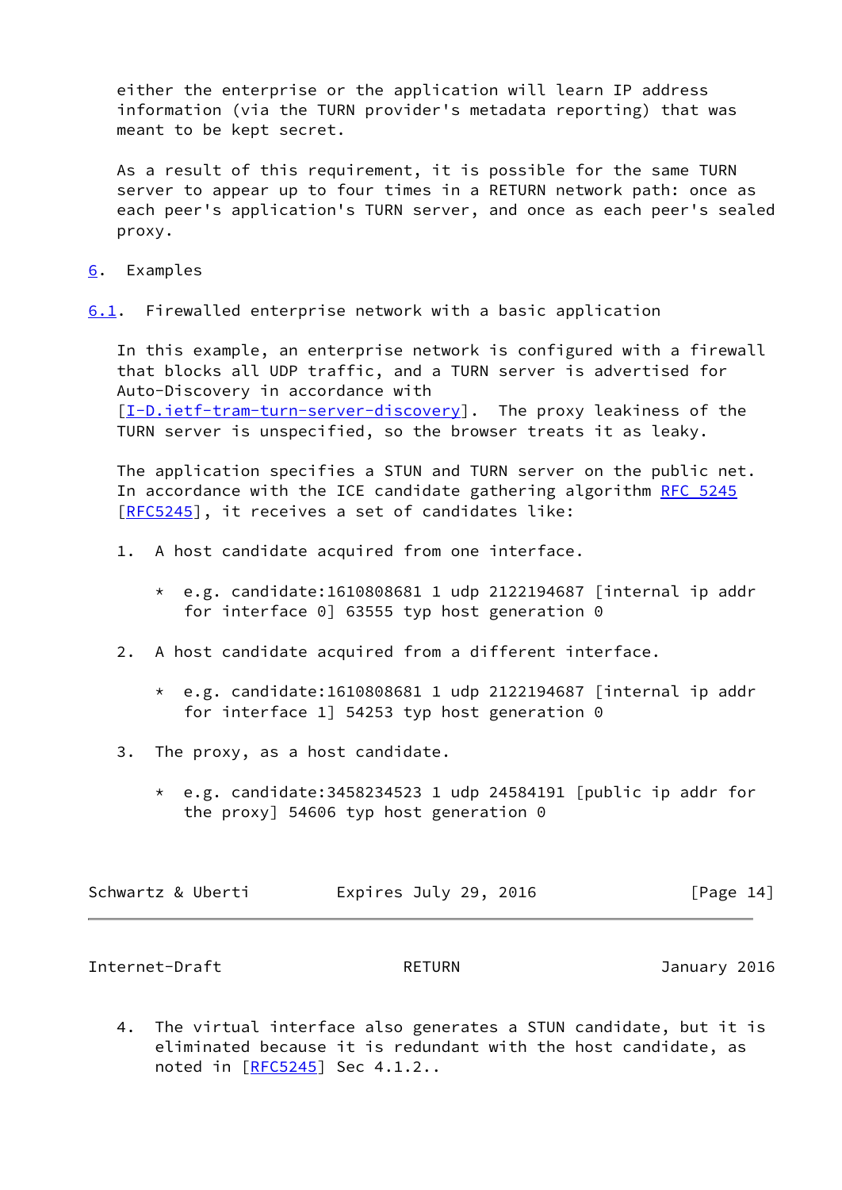either the enterprise or the application will learn IP address information (via the TURN provider's metadata reporting) that was meant to be kept secret.

As a result of this requirement, it is possible for the same TURN server to appear up to four times in a RETURN network path: once as each peer's application's TURN server, and once as each peer's sealed proxy.

## 6. Examples

### 6.1. Firewalled enterprise network with a basic application

In this example, an enterprise network is configured with a firewall that blocks all UDP traffic, and a TURN server is advertised for Auto-Discovery in accordance with [I-D.ietf-tram-turn-server-discovery]. The proxy leakiness of the TURN server is unspecified, so the browser treats it as leaky.

The application specifies a STUN and TURN server on the public net. In accordance with the ICE candidate gathering algorithm RFC 5245 [RFC5245], it receives a set of candidates like:

1. A host candidate acquired from one interface.

   * e.g. candidate:1610808681 1 udp 2122194687 [internal ip addr for interface 0] 63555 typ host generation 0

2. A host candidate acquired from a different interface.

   * e.g. candidate:1610808681 1 udp 2122194687 [internal ip addr for interface 1] 54253 typ host generation 0

3. The proxy, as a host candidate.

   * e.g. candidate:3458234523 1 udp 24584191 [public ip addr for the proxy] 54606 typ host generation 0

4. The virtual interface also generates a STUN candidate, but it is eliminated because it is redundant with the host candidate, as noted in [RFC5245] Sec 4.1.2..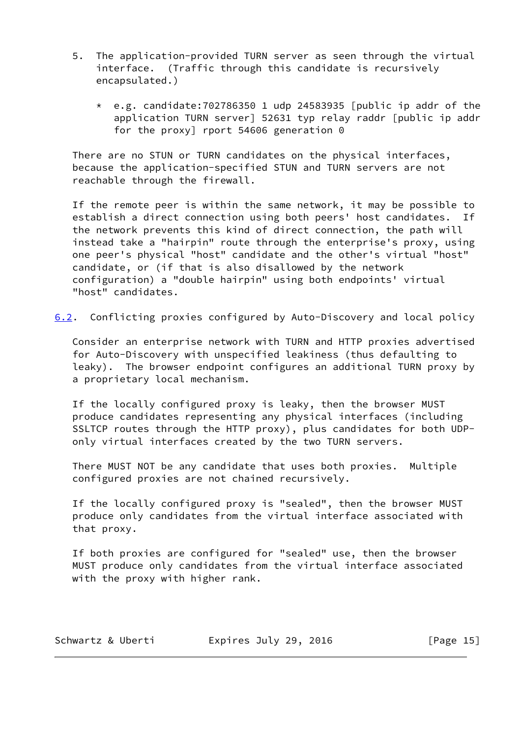5. The application-provided TURN server as seen through the virtual interface. (Traffic through this candidate is recursively encapsulated.)

   * e.g. candidate:702786350 1 udp 24583935 [public ip addr of the application TURN server] 52631 typ relay raddr [public ip addr for the proxy] rport 54606 generation 0

There are no STUN or TURN candidates on the physical interfaces, because the application-specified STUN and TURN servers are not reachable through the firewall.

If the remote peer is within the same network, it may be possible to establish a direct connection using both peers' host candidates. If the network prevents this kind of direct connection, the path will instead take a "hairpin" route through the enterprise's proxy, using one peer's physical "host" candidate and the other's virtual "host" candidate, or (if that is also disallowed by the network configuration) a "double hairpin" using both endpoints' virtual "host" candidates.

## 6.2. Conflicting proxies configured by Auto-Discovery and local policy

Consider an enterprise network with TURN and HTTP proxies advertised for Auto-Discovery with unspecified leakiness (thus defaulting to leaky). The browser endpoint configures an additional TURN proxy by a proprietary local mechanism.

If the locally configured proxy is leaky, then the browser MUST produce candidates representing any physical interfaces (including SSLTCP routes through the HTTP proxy), plus candidates for both UDP-only virtual interfaces created by the two TURN servers.

There MUST NOT be any candidate that uses both proxies. Multiple configured proxies are not chained recursively.

If the locally configured proxy is "sealed", then the browser MUST produce only candidates from the virtual interface associated with that proxy.

If both proxies are configured for "sealed" use, then the browser MUST produce only candidates from the virtual interface associated with the proxy with higher rank.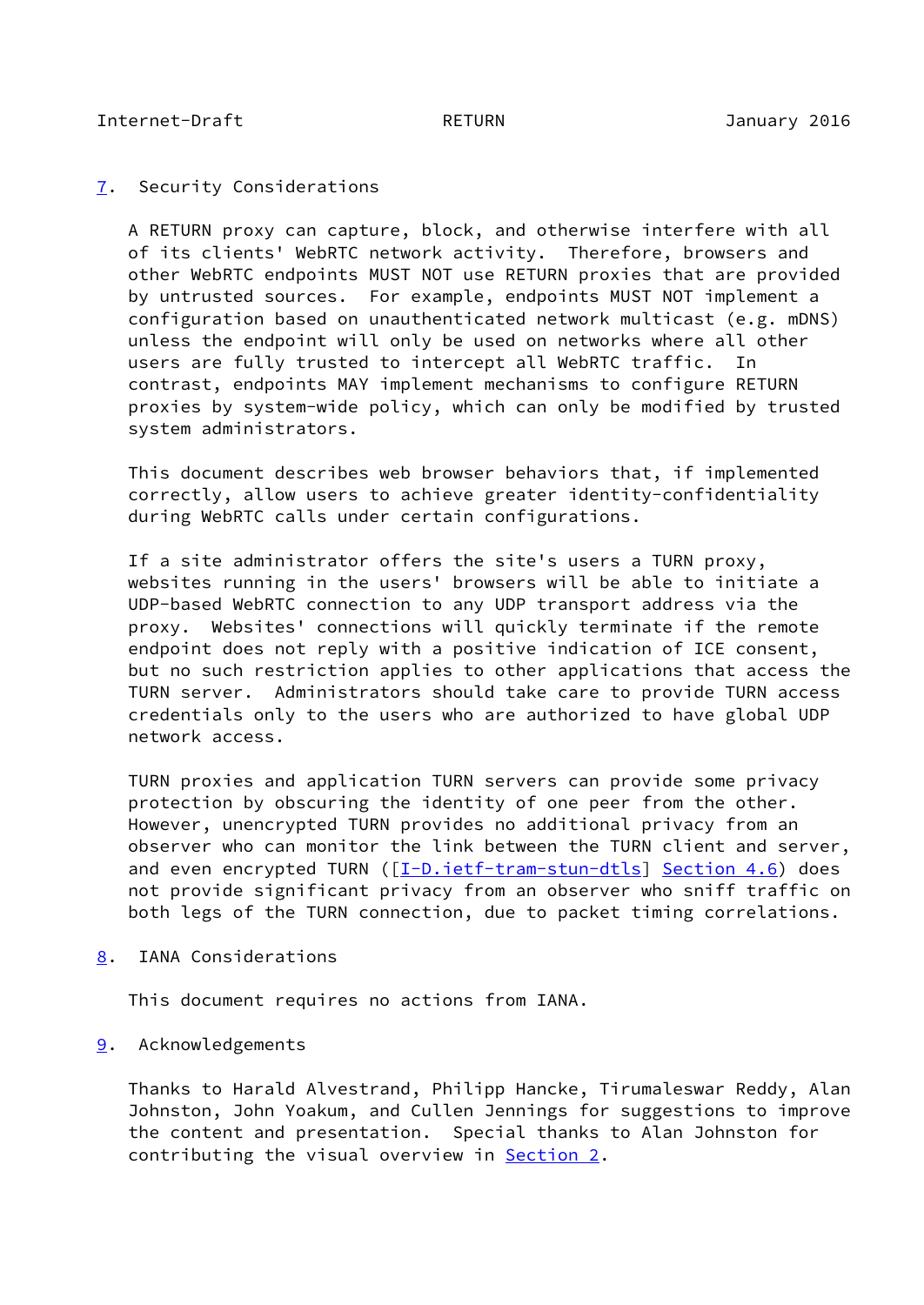## 7. Security Considerations

A RETURN proxy can capture, block, and otherwise interfere with all of its clients' WebRTC network activity. Therefore, browsers and other WebRTC endpoints MUST NOT use RETURN proxies that are provided by untrusted sources. For example, endpoints MUST NOT implement a configuration based on unauthenticated network multicast (e.g. mDNS) unless the endpoint will only be used on networks where all other users are fully trusted to intercept all WebRTC traffic. In contrast, endpoints MAY implement mechanisms to configure RETURN proxies by system-wide policy, which can only be modified by trusted system administrators.

This document describes web browser behaviors that, if implemented correctly, allow users to achieve greater identity-confidentiality during WebRTC calls under certain configurations.

If a site administrator offers the site's users a TURN proxy, websites running in the users' browsers will be able to initiate a UDP-based WebRTC connection to any UDP transport address via the proxy. Websites' connections will quickly terminate if the remote endpoint does not reply with a positive indication of ICE consent, but no such restriction applies to other applications that access the TURN server. Administrators should take care to provide TURN access credentials only to the users who are authorized to have global UDP network access.

TURN proxies and application TURN servers can provide some privacy protection by obscuring the identity of one peer from the other. However, unencrypted TURN provides no additional privacy from an observer who can monitor the link between the TURN client and server, and even encrypted TURN ([I-D.ietf-tram-stun-dtls] Section 4.6) does not provide significant privacy from an observer who sniff traffic on both legs of the TURN connection, due to packet timing correlations.

## 8. IANA Considerations

This document requires no actions from IANA.

## 9. Acknowledgements

Thanks to Harald Alvestrand, Philipp Hancke, Tirumaleswar Reddy, Alan Johnston, John Yoakum, and Cullen Jennings for suggestions to improve the content and presentation. Special thanks to Alan Johnston for contributing the visual overview in Section 2.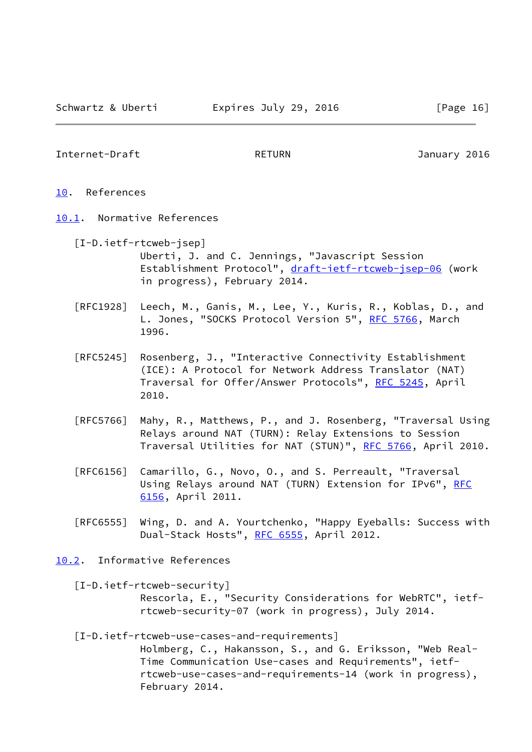## 10. References

### 10.1. Normative References

[I-D.ietf-rtcweb-jsep]
Uberti, J. and C. Jennings, "Javascript Session Establishment Protocol", draft-ietf-rtcweb-jsep-06 (work in progress), February 2014.

[RFC1928] Leech, M., Ganis, M., Lee, Y., Kuris, R., Koblas, D., and L. Jones, "SOCKS Protocol Version 5", RFC 5766, March 1996.

[RFC5245] Rosenberg, J., "Interactive Connectivity Establishment (ICE): A Protocol for Network Address Translator (NAT) Traversal for Offer/Answer Protocols", RFC 5245, April 2010.

[RFC5766] Mahy, R., Matthews, P., and J. Rosenberg, "Traversal Using Relays around NAT (TURN): Relay Extensions to Session Traversal Utilities for NAT (STUN)", RFC 5766, April 2010.

[RFC6156] Camarillo, G., Novo, O., and S. Perreault, "Traversal Using Relays around NAT (TURN) Extension for IPv6", RFC 6156, April 2011.

[RFC6555] Wing, D. and A. Yourtchenko, "Happy Eyeballs: Success with Dual-Stack Hosts", RFC 6555, April 2012.

### 10.2. Informative References

[I-D.ietf-rtcweb-security]
Rescorla, E., "Security Considerations for WebRTC", ietf-rtcweb-security-07 (work in progress), July 2014.

[I-D.ietf-rtcweb-use-cases-and-requirements]
Holmberg, C., Hakansson, S., and G. Eriksson, "Web Real-Time Communication Use-cases and Requirements", ietf-rtcweb-use-cases-and-requirements-14 (work in progress), February 2014.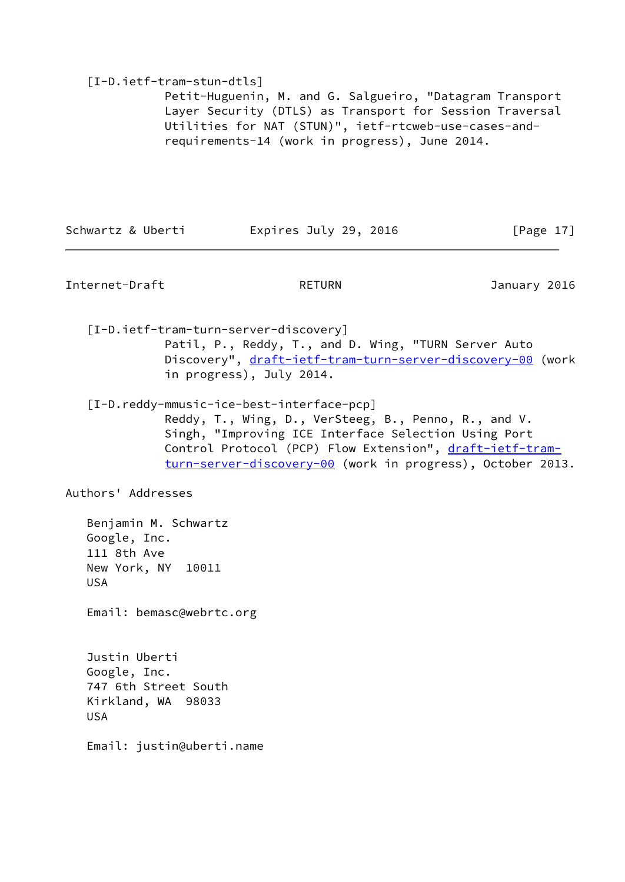[I-D.ietf-tram-stun-dtls]
Petit-Huguenin, M. and G. Salgueiro, "Datagram Transport Layer Security (DTLS) as Transport for Session Traversal Utilities for NAT (STUN)", ietf-rtcweb-use-cases-and-requirements-14 (work in progress), June 2014.

[I-D.ietf-tram-turn-server-discovery]
Patil, P., Reddy, T., and D. Wing, "TURN Server Auto Discovery", draft-ietf-tram-turn-server-discovery-00 (work in progress), July 2014.

[I-D.reddy-mmusic-ice-best-interface-pcp]
Reddy, T., Wing, D., VerSteeg, B., Penno, R., and V. Singh, "Improving ICE Interface Selection Using Port Control Protocol (PCP) Flow Extension", draft-ietf-tram-turn-server-discovery-00 (work in progress), October 2013.

## Authors' Addresses

Benjamin M. Schwartz
Google, Inc.
111 8th Ave
New York, NY  10011
USA

Email: bemasc@webrtc.org

Justin Uberti
Google, Inc.
747 6th Street South
Kirkland, WA  98033
USA

Email: justin@uberti.name